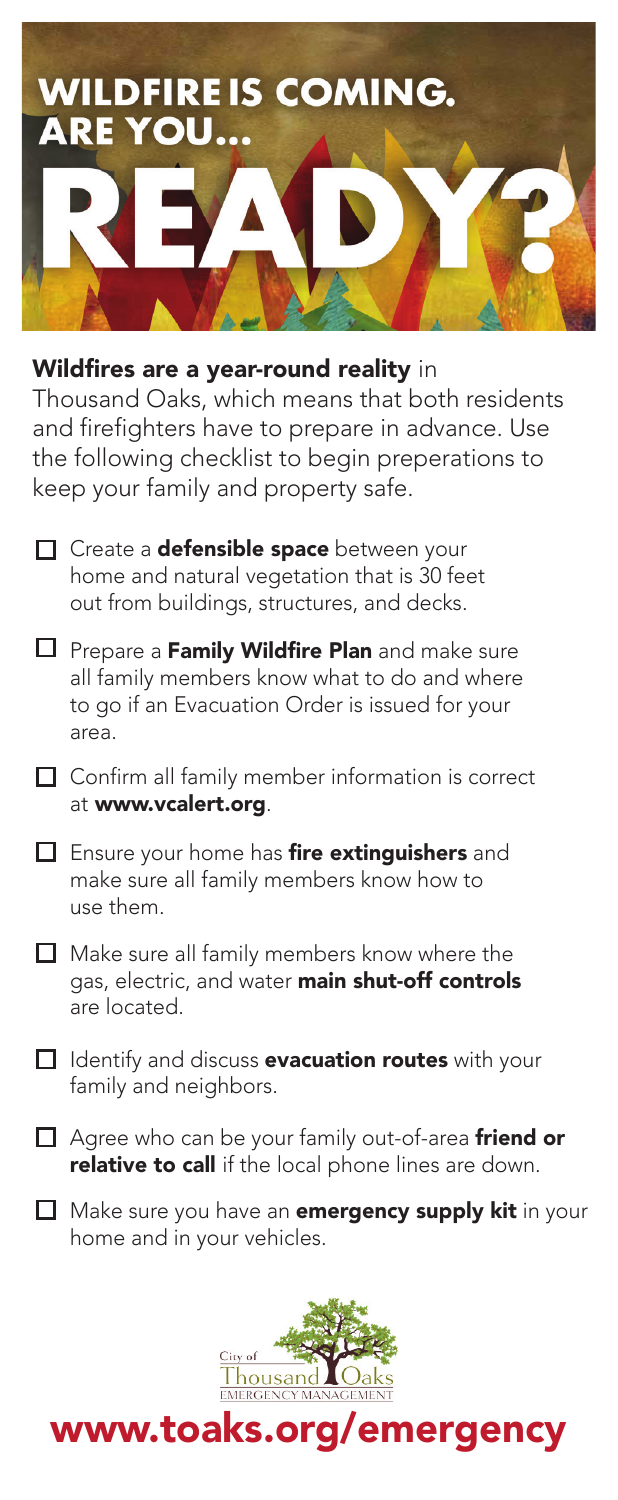# WILDFIRE IS COMING. ARE YOU... READY?

**Wildfires are a year-round reality** in Thousand Oaks, which means that both residents and firefighters have to prepare in advance. Use the following checklist to begin preperations to keep your family and property safe.

- ☐ Create a **defensible space** between your home and natural vegetation that is 30 feet out from buildings, structures, and decks.
- ☐ Prepare a **Family Wildfire Plan** and make sure all family members know what to do and where to go if an Evacuation Order is issued for your area.
- ☐ Confirm all family member information is correct at **www.vcalert.org**.
- ☐ Ensure your home has **fire extinguishers** and make sure all family members know how to use them.
- ☐ Make sure all family members know where the gas, electric, and water **main shut-off controls** are located.
- ☐ Identify and discuss **evacuation routes** with your family and neighbors.
- ☐ Agree who can be your family out-of-area **friend or relative to call** if the local phone lines are down.
- ☐ Make sure you have an **emergency supply kit** in your home and in your vehicles.

City of Thousand Oaks
EMERGENCY MANAGEMENT

## www.toaks.org/emergency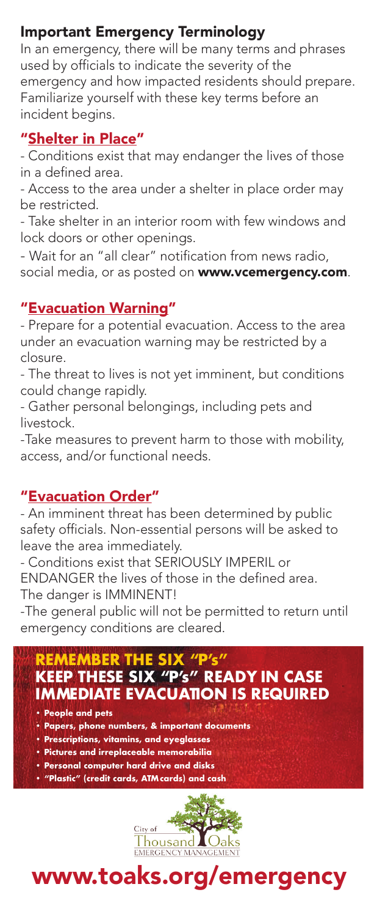## Important Emergency Terminology

In an emergency, there will be many terms and phrases used by officials to indicate the severity of the emergency and how impacted residents should prepare. Familiarize yourself with these key terms before an incident begins.

### "Shelter in Place"

- Conditions exist that may endanger the lives of those in a defined area.
- Access to the area under a shelter in place order may be restricted.
- Take shelter in an interior room with few windows and lock doors or other openings.
- Wait for an "all clear" notification from news radio, social media, or as posted on **www.vcemergency.com**.

### "Evacuation Warning"

- Prepare for a potential evacuation. Access to the area under an evacuation warning may be restricted by a closure.
- The threat to lives is not yet imminent, but conditions could change rapidly.
- Gather personal belongings, including pets and livestock.
- Take measures to prevent harm to those with mobility, access, and/or functional needs.

### "Evacuation Order"

- An imminent threat has been determined by public safety officials. Non-essential persons will be asked to leave the area immediately.
- Conditions exist that SERIOUSLY IMPERIL or ENDANGER the lives of those in the defined area. The danger is IMMINENT!
- The general public will not be permitted to return until emergency conditions are cleared.

## REMEMBER THE SIX "P's"
## KEEP THESE SIX "P's" READY IN CASE IMMEDIATE EVACUATION IS REQUIRED

- **People and pets**
- **Papers, phone numbers, & important documents**
- **Prescriptions, vitamins, and eyeglasses**
- **Pictures and irreplaceable memorabilia**
- **Personal computer hard drive and disks**
- **"Plastic" (credit cards, ATM cards) and cash**

City of Thousand Oaks
EMERGENCY MANAGEMENT

# www.toaks.org/emergency